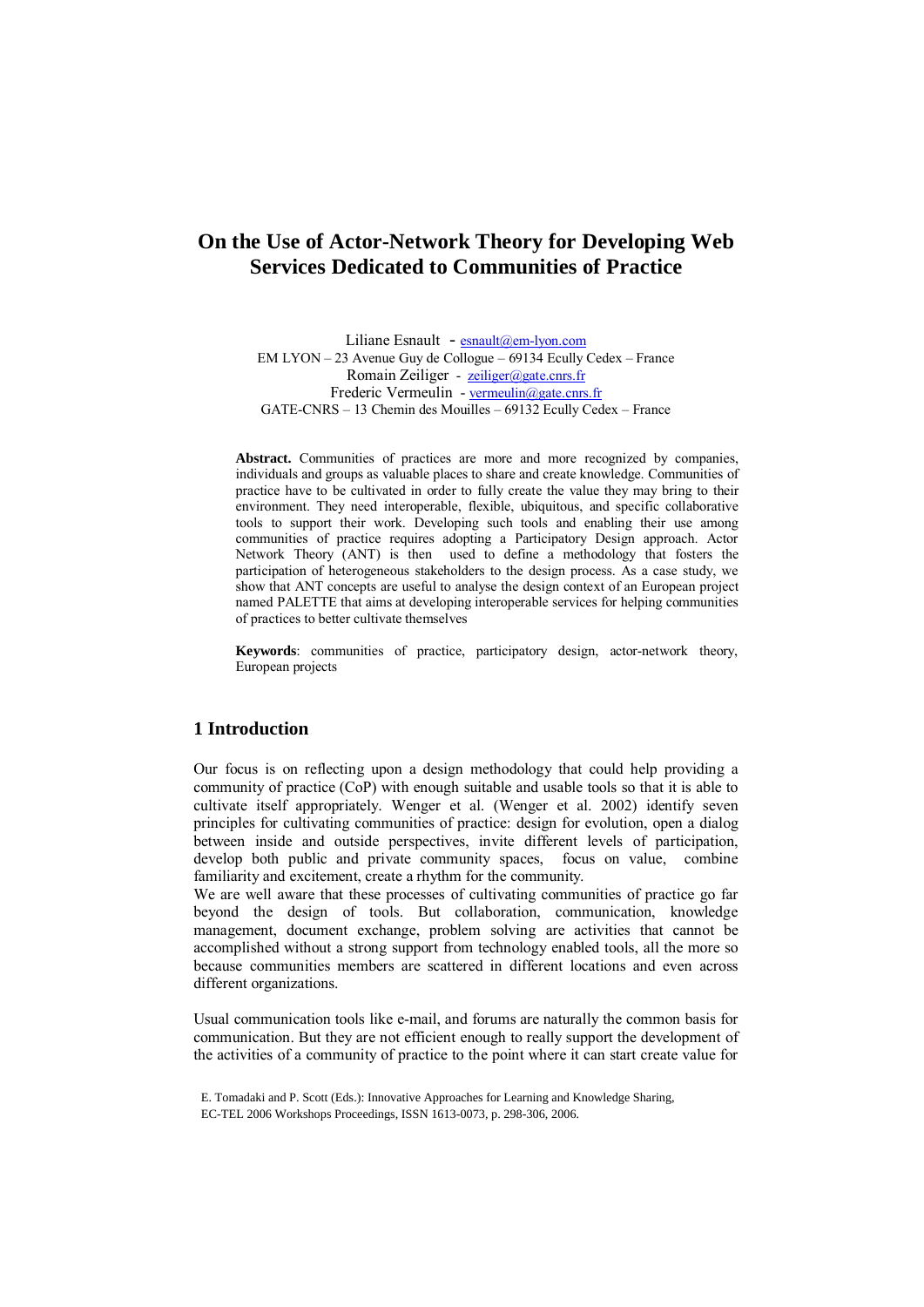# On the Use of Actor-Network Theory for Developing Web Services Dedicated to Communities of Practice

Liliane Esnault - esnault@em-lyon.com
EM LYON – 23 Avenue Guy de Collogue – 69134 Ecully Cedex – France
Romain Zeiliger - zeiliger@gate.cnrs.fr
Frederic Vermeulin - vermeulin@gate.cnrs.fr
GATE-CNRS – 13 Chemin des Mouilles – 69132 Ecully Cedex – France

**Abstract.** Communities of practices are more and more recognized by companies, individuals and groups as valuable places to share and create knowledge. Communities of practice have to be cultivated in order to fully create the value they may bring to their environment. They need interoperable, flexible, ubiquitous, and specific collaborative tools to support their work. Developing such tools and enabling their use among communities of practice requires adopting a Participatory Design approach. Actor Network Theory (ANT) is then used to define a methodology that fosters the participation of heterogeneous stakeholders to the design process. As a case study, we show that ANT concepts are useful to analyse the design context of an European project named PALETTE that aims at developing interoperable services for helping communities of practices to better cultivate themselves

**Keywords**: communities of practice, participatory design, actor-network theory, European projects

## 1 Introduction

Our focus is on reflecting upon a design methodology that could help providing a community of practice (CoP) with enough suitable and usable tools so that it is able to cultivate itself appropriately. Wenger et al. (Wenger et al. 2002) identify seven principles for cultivating communities of practice: design for evolution, open a dialog between inside and outside perspectives, invite different levels of participation, develop both public and private community spaces, focus on value, combine familiarity and excitement, create a rhythm for the community.

We are well aware that these processes of cultivating communities of practice go far beyond the design of tools. But collaboration, communication, knowledge management, document exchange, problem solving are activities that cannot be accomplished without a strong support from technology enabled tools, all the more so because communities members are scattered in different locations and even across different organizations.

Usual communication tools like e-mail, and forums are naturally the common basis for communication. But they are not efficient enough to really support the development of the activities of a community of practice to the point where it can start create value for

E. Tomadaki and P. Scott (Eds.): Innovative Approaches for Learning and Knowledge Sharing, EC-TEL 2006 Workshops Proceedings, ISSN 1613-0073, p. 298-306, 2006.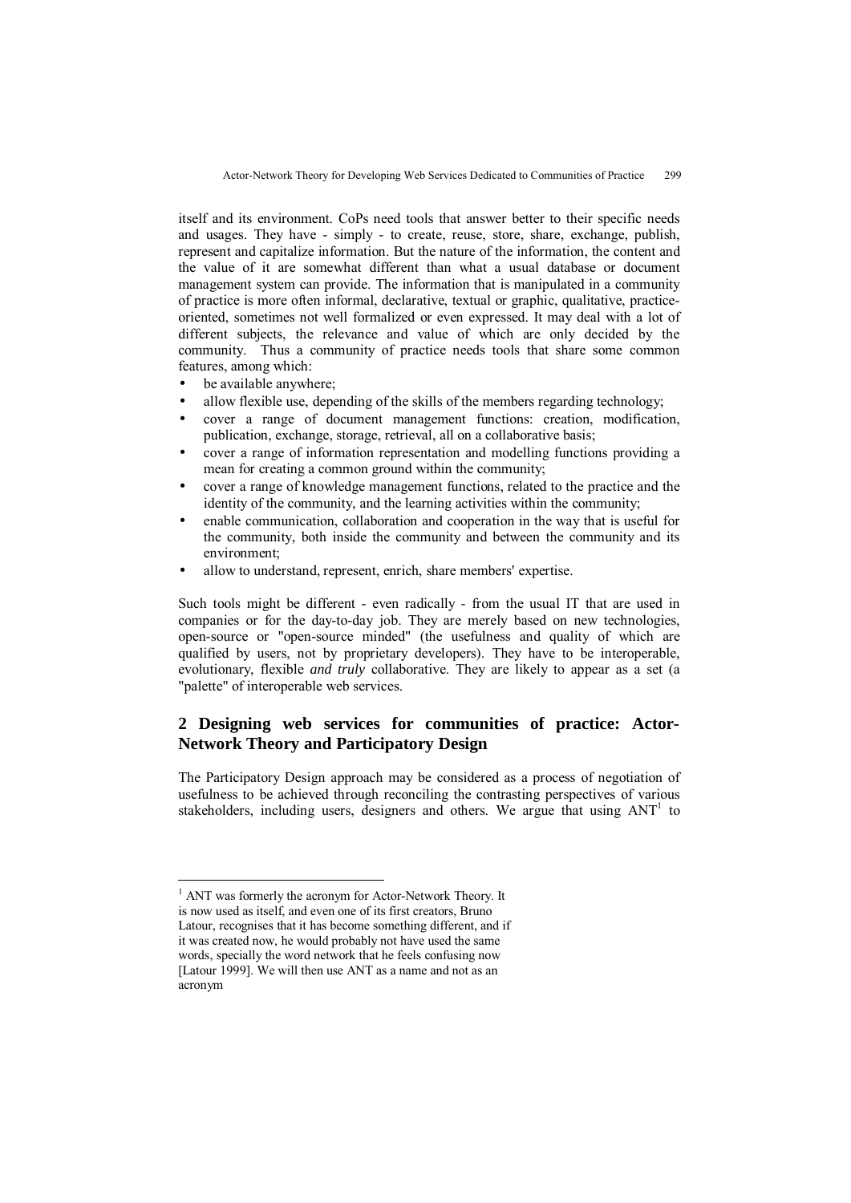itself and its environment. CoPs need tools that answer better to their specific needs and usages. They have - simply - to create, reuse, store, share, exchange, publish, represent and capitalize information. But the nature of the information, the content and the value of it are somewhat different than what a usual database or document management system can provide. The information that is manipulated in a community of practice is more often informal, declarative, textual or graphic, qualitative, practice-oriented, sometimes not well formalized or even expressed. It may deal with a lot of different subjects, the relevance and value of which are only decided by the community. Thus a community of practice needs tools that share some common features, among which:

- be available anywhere;
- allow flexible use, depending of the skills of the members regarding technology;
- cover a range of document management functions: creation, modification, publication, exchange, storage, retrieval, all on a collaborative basis;
- cover a range of information representation and modelling functions providing a mean for creating a common ground within the community;
- cover a range of knowledge management functions, related to the practice and the identity of the community, and the learning activities within the community;
- enable communication, collaboration and cooperation in the way that is useful for the community, both inside the community and between the community and its environment;
- allow to understand, represent, enrich, share members' expertise.

Such tools might be different - even radically - from the usual IT that are used in companies or for the day-to-day job. They are merely based on new technologies, open-source or "open-source minded" (the usefulness and quality of which are qualified by users, not by proprietary developers). They have to be interoperable, evolutionary, flexible *and truly* collaborative. They are likely to appear as a set (a "palette" of interoperable web services.

## 2 Designing web services for communities of practice: Actor-Network Theory and Participatory Design

The Participatory Design approach may be considered as a process of negotiation of usefulness to be achieved through reconciling the contrasting perspectives of various stakeholders, including users, designers and others. We argue that using ANT[1] to

[1] ANT was formerly the acronym for Actor-Network Theory. It is now used as itself, and even one of its first creators, Bruno Latour, recognises that it has become something different, and if it was created now, he would probably not have used the same words, specially the word network that he feels confusing now [Latour 1999]. We will then use ANT as a name and not as an acronym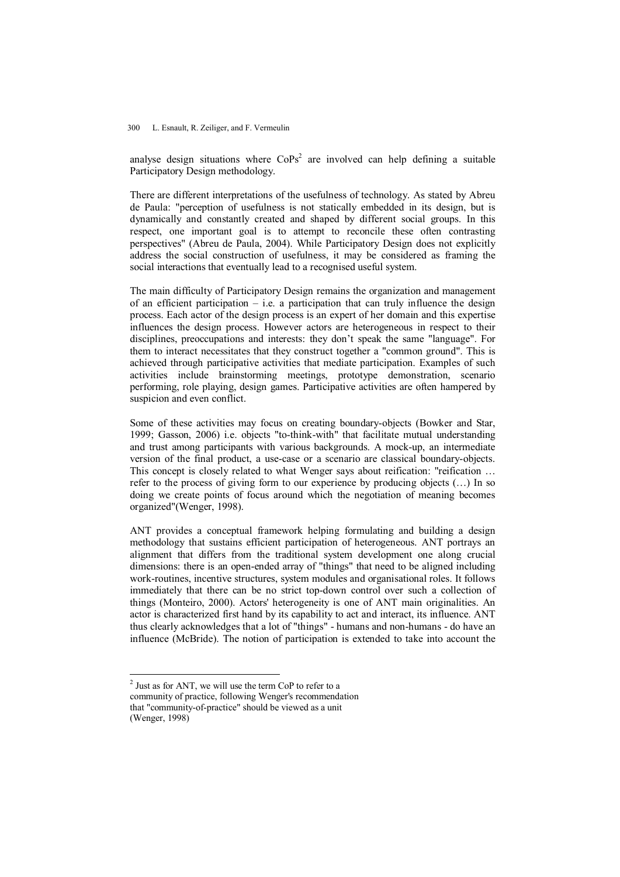analyse design situations where CoPs[2] are involved can help defining a suitable Participatory Design methodology.

There are different interpretations of the usefulness of technology. As stated by Abreu de Paula: "perception of usefulness is not statically embedded in its design, but is dynamically and constantly created and shaped by different social groups. In this respect, one important goal is to attempt to reconcile these often contrasting perspectives" (Abreu de Paula, 2004). While Participatory Design does not explicitly address the social construction of usefulness, it may be considered as framing the social interactions that eventually lead to a recognised useful system.

The main difficulty of Participatory Design remains the organization and management of an efficient participation – i.e. a participation that can truly influence the design process. Each actor of the design process is an expert of her domain and this expertise influences the design process. However actors are heterogeneous in respect to their disciplines, preoccupations and interests: they don't speak the same "language". For them to interact necessitates that they construct together a "common ground". This is achieved through participative activities that mediate participation. Examples of such activities include brainstorming meetings, prototype demonstration, scenario performing, role playing, design games. Participative activities are often hampered by suspicion and even conflict.

Some of these activities may focus on creating boundary-objects (Bowker and Star, 1999; Gasson, 2006) i.e. objects "to-think-with" that facilitate mutual understanding and trust among participants with various backgrounds. A mock-up, an intermediate version of the final product, a use-case or a scenario are classical boundary-objects. This concept is closely related to what Wenger says about reification: "reification … refer to the process of giving form to our experience by producing objects (…) In so doing we create points of focus around which the negotiation of meaning becomes organized"(Wenger, 1998).

ANT provides a conceptual framework helping formulating and building a design methodology that sustains efficient participation of heterogeneous. ANT portrays an alignment that differs from the traditional system development one along crucial dimensions: there is an open-ended array of "things" that need to be aligned including work-routines, incentive structures, system modules and organisational roles. It follows immediately that there can be no strict top-down control over such a collection of things (Monteiro, 2000). Actors' heterogeneity is one of ANT main originalities. An actor is characterized first hand by its capability to act and interact, its influence. ANT thus clearly acknowledges that a lot of "things" - humans and non-humans - do have an influence (McBride). The notion of participation is extended to take into account the

[2] Just as for ANT, we will use the term CoP to refer to a community of practice, following Wenger's recommendation that "community-of-practice" should be viewed as a unit (Wenger, 1998)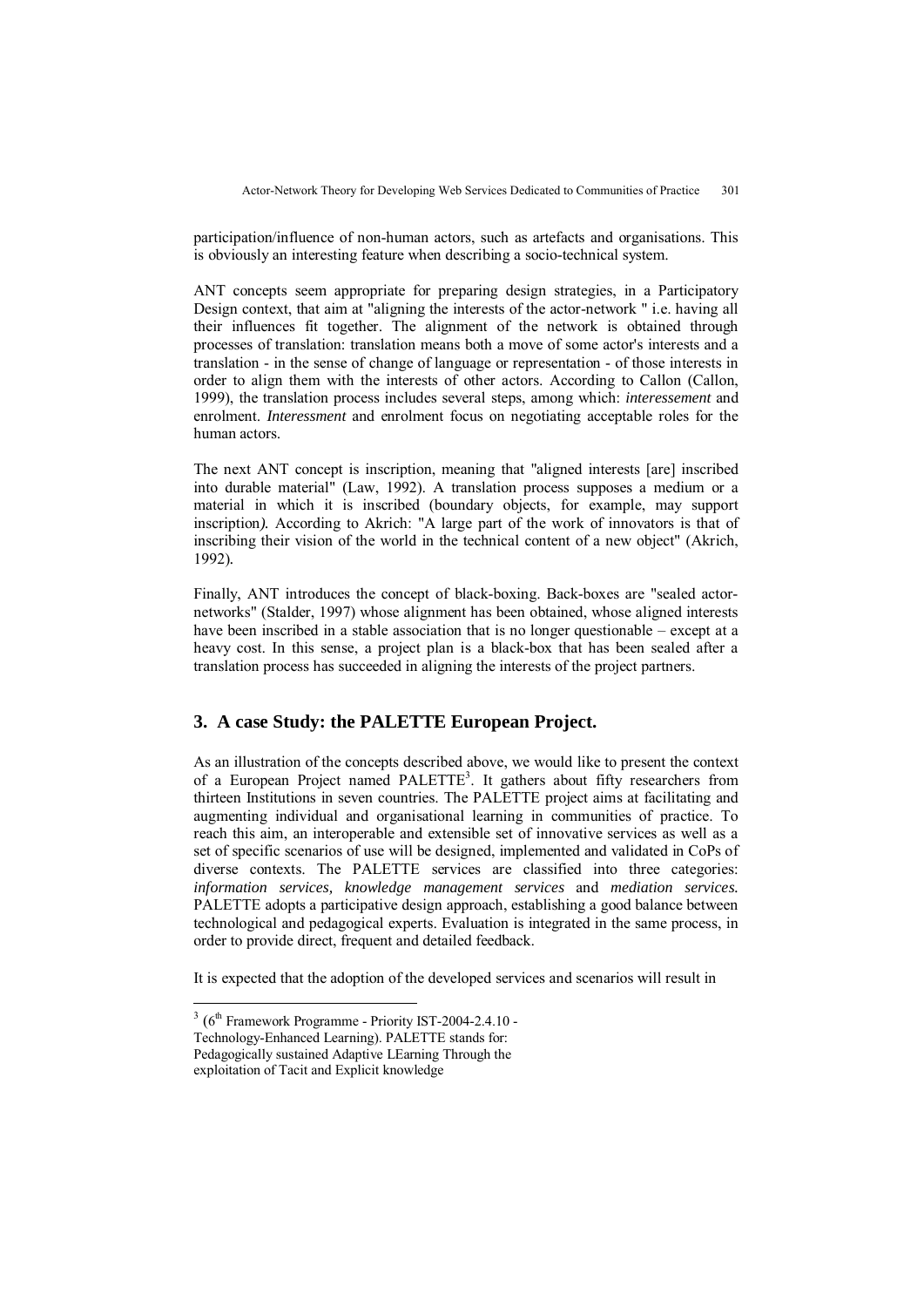participation/influence of non-human actors, such as artefacts and organisations. This is obviously an interesting feature when describing a socio-technical system.

ANT concepts seem appropriate for preparing design strategies, in a Participatory Design context, that aim at "aligning the interests of the actor-network " i.e. having all their influences fit together. The alignment of the network is obtained through processes of translation: translation means both a move of some actor's interests and a translation - in the sense of change of language or representation - of those interests in order to align them with the interests of other actors. According to Callon (Callon, 1999), the translation process includes several steps, among which: *interessement* and enrolment. *Interessment* and enrolment focus on negotiating acceptable roles for the human actors.

The next ANT concept is inscription, meaning that "aligned interests [are] inscribed into durable material" (Law, 1992). A translation process supposes a medium or a material in which it is inscribed (boundary objects, for example, may support inscription*)*. According to Akrich: "A large part of the work of innovators is that of inscribing their vision of the world in the technical content of a new object" (Akrich, 1992).

Finally, ANT introduces the concept of black-boxing. Back-boxes are "sealed actor-networks" (Stalder, 1997) whose alignment has been obtained, whose aligned interests have been inscribed in a stable association that is no longer questionable – except at a heavy cost. In this sense, a project plan is a black-box that has been sealed after a translation process has succeeded in aligning the interests of the project partners.

## 3. A case Study: the PALETTE European Project.

As an illustration of the concepts described above, we would like to present the context of a European Project named PALETTE[3]. It gathers about fifty researchers from thirteen Institutions in seven countries. The PALETTE project aims at facilitating and augmenting individual and organisational learning in communities of practice. To reach this aim, an interoperable and extensible set of innovative services as well as a set of specific scenarios of use will be designed, implemented and validated in CoPs of diverse contexts. The PALETTE services are classified into three categories: *information services, knowledge management services* and *mediation services.* PALETTE adopts a participative design approach, establishing a good balance between technological and pedagogical experts. Evaluation is integrated in the same process, in order to provide direct, frequent and detailed feedback.

It is expected that the adoption of the developed services and scenarios will result in

[3] (6th Framework Programme - Priority IST-2004-2.4.10 - Technology-Enhanced Learning). PALETTE stands for: Pedagogically sustained Adaptive LEarning Through the exploitation of Tacit and Explicit knowledge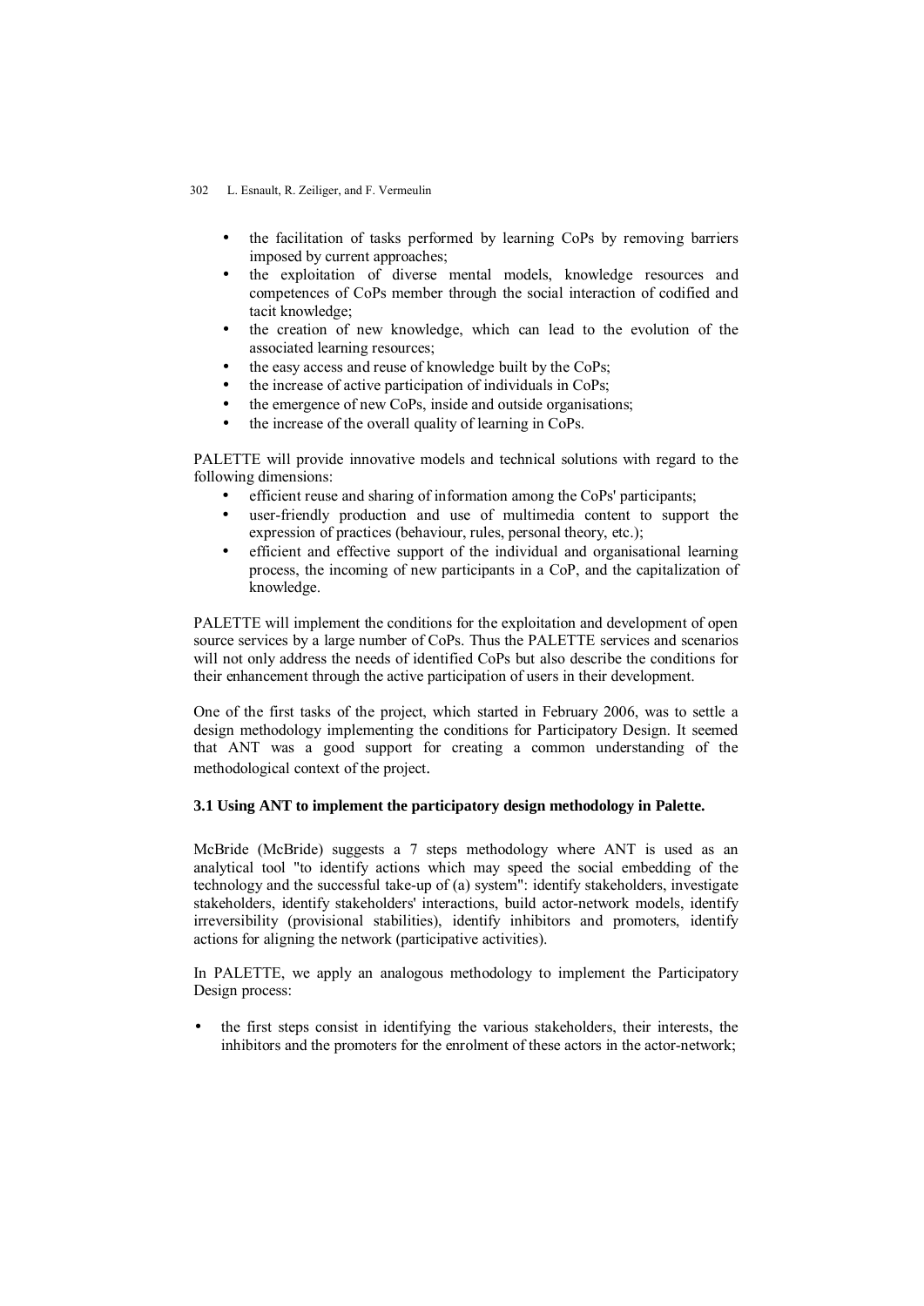- the facilitation of tasks performed by learning CoPs by removing barriers imposed by current approaches;
- the exploitation of diverse mental models, knowledge resources and competences of CoPs member through the social interaction of codified and tacit knowledge;
- the creation of new knowledge, which can lead to the evolution of the associated learning resources;
- the easy access and reuse of knowledge built by the CoPs;
- the increase of active participation of individuals in CoPs;
- the emergence of new CoPs, inside and outside organisations;
- the increase of the overall quality of learning in CoPs.

PALETTE will provide innovative models and technical solutions with regard to the following dimensions:

- efficient reuse and sharing of information among the CoPs' participants;
- user-friendly production and use of multimedia content to support the expression of practices (behaviour, rules, personal theory, etc.);
- efficient and effective support of the individual and organisational learning process, the incoming of new participants in a CoP, and the capitalization of knowledge.

PALETTE will implement the conditions for the exploitation and development of open source services by a large number of CoPs. Thus the PALETTE services and scenarios will not only address the needs of identified CoPs but also describe the conditions for their enhancement through the active participation of users in their development.

One of the first tasks of the project, which started in February 2006, was to settle a design methodology implementing the conditions for Participatory Design. It seemed that ANT was a good support for creating a common understanding of the methodological context of the project.

### 3.1 Using ANT to implement the participatory design methodology in Palette.

McBride (McBride) suggests a 7 steps methodology where ANT is used as an analytical tool "to identify actions which may speed the social embedding of the technology and the successful take-up of (a) system": identify stakeholders, investigate stakeholders, identify stakeholders' interactions, build actor-network models, identify irreversibility (provisional stabilities), identify inhibitors and promoters, identify actions for aligning the network (participative activities).

In PALETTE, we apply an analogous methodology to implement the Participatory Design process:

- the first steps consist in identifying the various stakeholders, their interests, the inhibitors and the promoters for the enrolment of these actors in the actor-network;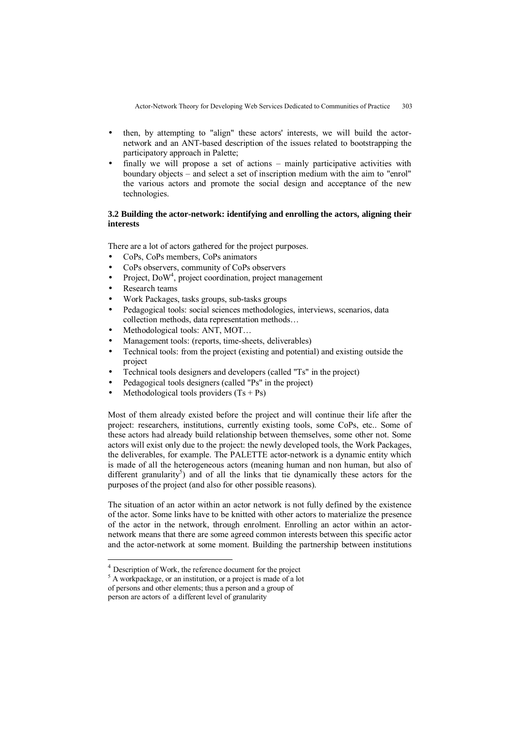- then, by attempting to "align" these actors' interests, we will build the actor-network and an ANT-based description of the issues related to bootstrapping the participatory approach in Palette;
- finally we will propose a set of actions – mainly participative activities with boundary objects – and select a set of inscription medium with the aim to "enrol" the various actors and promote the social design and acceptance of the new technologies.

### 3.2 Building the actor-network: identifying and enrolling the actors, aligning their interests

There are a lot of actors gathered for the project purposes.

- CoPs, CoPs members, CoPs animators
- CoPs observers, community of CoPs observers
- Project, DoW[4], project coordination, project management
- Research teams
- Work Packages, tasks groups, sub-tasks groups
- Pedagogical tools: social sciences methodologies, interviews, scenarios, data collection methods, data representation methods…
- Methodological tools: ANT, MOT…
- Management tools: (reports, time-sheets, deliverables)
- Technical tools: from the project (existing and potential) and existing outside the project
- Technical tools designers and developers (called "Ts" in the project)
- Pedagogical tools designers (called "Ps" in the project)
- Methodological tools providers (Ts + Ps)

Most of them already existed before the project and will continue their life after the project: researchers, institutions, currently existing tools, some CoPs, etc.. Some of these actors had already build relationship between themselves, some other not. Some actors will exist only due to the project: the newly developed tools, the Work Packages, the deliverables, for example. The PALETTE actor-network is a dynamic entity which is made of all the heterogeneous actors (meaning human and non human, but also of different granularity[5]) and of all the links that tie dynamically these actors for the purposes of the project (and also for other possible reasons).

The situation of an actor within an actor network is not fully defined by the existence of the actor. Some links have to be knitted with other actors to materialize the presence of the actor in the network, through enrolment. Enrolling an actor within an actor-network means that there are some agreed common interests between this specific actor and the actor-network at some moment. Building the partnership between institutions

---

[4] Description of Work, the reference document for the project

[5] A workpackage, or an institution, or a project is made of a lot of persons and other elements; thus a person and a group of person are actors of a different level of granularity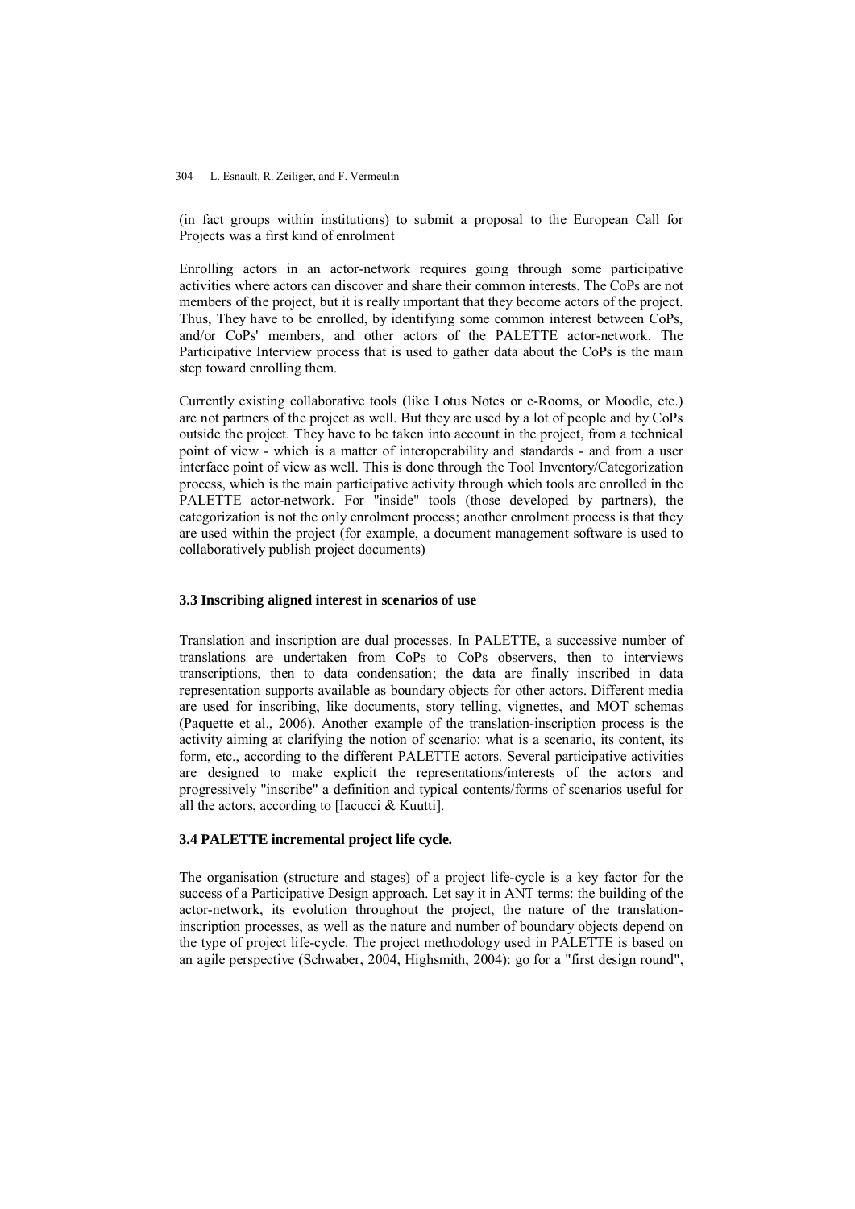(in fact groups within institutions) to submit a proposal to the European Call for Projects was a first kind of enrolment

Enrolling actors in an actor-network requires going through some participative activities where actors can discover and share their common interests. The CoPs are not members of the project, but it is really important that they become actors of the project. Thus, They have to be enrolled, by identifying some common interest between CoPs, and/or CoPs' members, and other actors of the PALETTE actor-network. The Participative Interview process that is used to gather data about the CoPs is the main step toward enrolling them.

Currently existing collaborative tools (like Lotus Notes or e-Rooms, or Moodle, etc.) are not partners of the project as well. But they are used by a lot of people and by CoPs outside the project. They have to be taken into account in the project, from a technical point of view - which is a matter of interoperability and standards - and from a user interface point of view as well. This is done through the Tool Inventory/Categorization process, which is the main participative activity through which tools are enrolled in the PALETTE actor-network. For "inside" tools (those developed by partners), the categorization is not the only enrolment process; another enrolment process is that they are used within the project (for example, a document management software is used to collaboratively publish project documents)

### 3.3 Inscribing aligned interest in scenarios of use

Translation and inscription are dual processes. In PALETTE, a successive number of translations are undertaken from CoPs to CoPs observers, then to interviews transcriptions, then to data condensation; the data are finally inscribed in data representation supports available as boundary objects for other actors. Different media are used for inscribing, like documents, story telling, vignettes, and MOT schemas (Paquette et al., 2006). Another example of the translation-inscription process is the activity aiming at clarifying the notion of scenario: what is a scenario, its content, its form, etc., according to the different PALETTE actors. Several participative activities are designed to make explicit the representations/interests of the actors and progressively "inscribe" a definition and typical contents/forms of scenarios useful for all the actors, according to [Iacucci & Kuutti].

### 3.4 PALETTE incremental project life cycle.

The organisation (structure and stages) of a project life-cycle is a key factor for the success of a Participative Design approach. Let say it in ANT terms: the building of the actor-network, its evolution throughout the project, the nature of the translation-inscription processes, as well as the nature and number of boundary objects depend on the type of project life-cycle. The project methodology used in PALETTE is based on an agile perspective (Schwaber, 2004, Highsmith, 2004): go for a "first design round",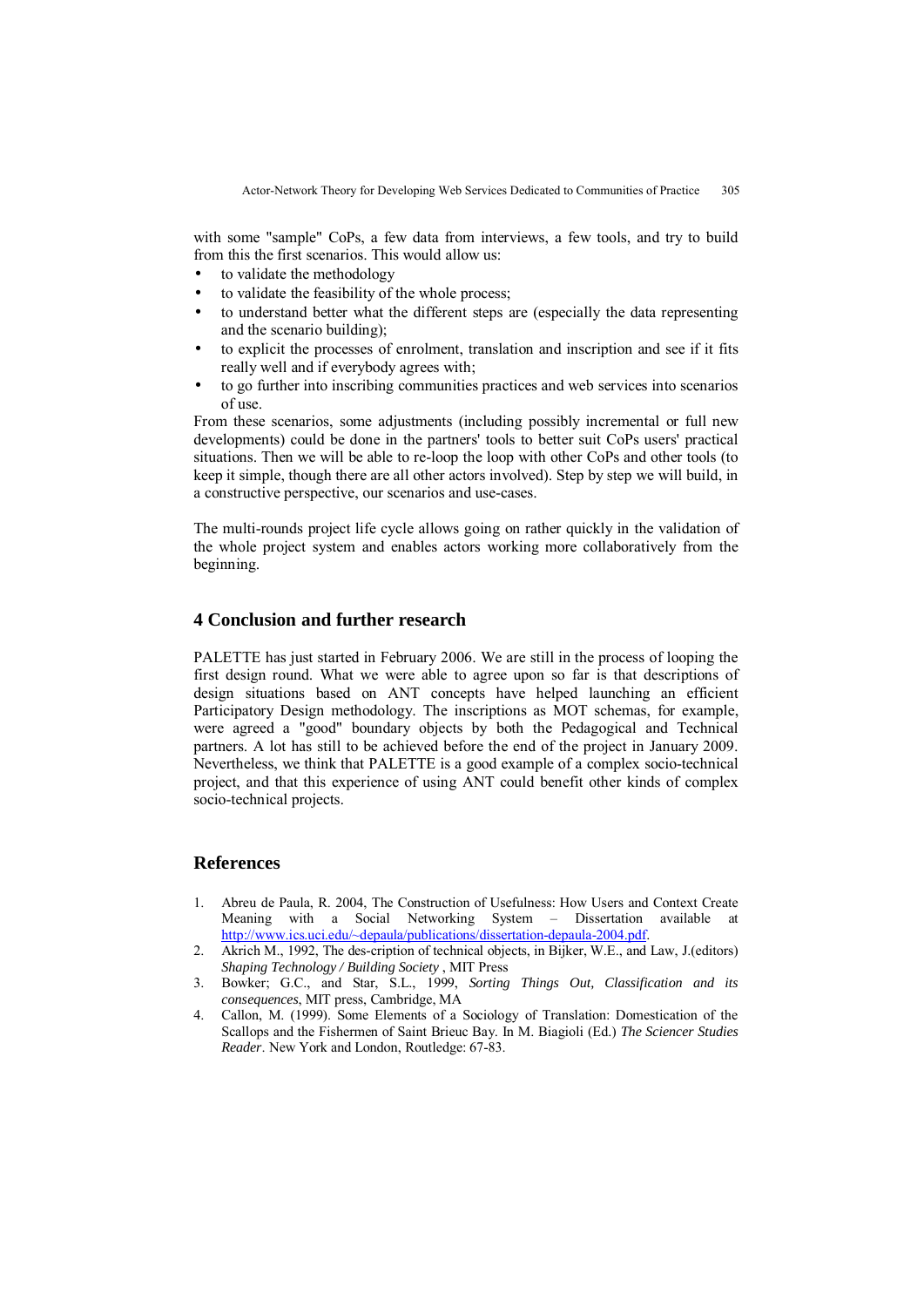with some "sample" CoPs, a few data from interviews, a few tools, and try to build from this the first scenarios. This would allow us:

- to validate the methodology
- to validate the feasibility of the whole process;
- to understand better what the different steps are (especially the data representing and the scenario building);
- to explicit the processes of enrolment, translation and inscription and see if it fits really well and if everybody agrees with;
- to go further into inscribing communities practices and web services into scenarios of use.

From these scenarios, some adjustments (including possibly incremental or full new developments) could be done in the partners' tools to better suit CoPs users' practical situations. Then we will be able to re-loop the loop with other CoPs and other tools (to keep it simple, though there are all other actors involved). Step by step we will build, in a constructive perspective, our scenarios and use-cases.

The multi-rounds project life cycle allows going on rather quickly in the validation of the whole project system and enables actors working more collaboratively from the beginning.

## 4 Conclusion and further research

PALETTE has just started in February 2006. We are still in the process of looping the first design round. What we were able to agree upon so far is that descriptions of design situations based on ANT concepts have helped launching an efficient Participatory Design methodology. The inscriptions as MOT schemas, for example, were agreed a "good" boundary objects by both the Pedagogical and Technical partners. A lot has still to be achieved before the end of the project in January 2009. Nevertheless, we think that PALETTE is a good example of a complex socio-technical project, and that this experience of using ANT could benefit other kinds of complex socio-technical projects.

## References

1. Abreu de Paula, R. 2004, The Construction of Usefulness: How Users and Context Create Meaning with a Social Networking System – Dissertation available at http://www.ics.uci.edu/~depaula/publications/dissertation-depaula-2004.pdf.
2. Akrich M., 1992, The des-cription of technical objects, in Bijker, W.E., and Law, J.(editors) *Shaping Technology / Building Society* , MIT Press
3. Bowker; G.C., and Star, S.L., 1999, *Sorting Things Out, Classification and its consequences*, MIT press, Cambridge, MA
4. Callon, M. (1999). Some Elements of a Sociology of Translation: Domestication of the Scallops and the Fishermen of Saint Brieuc Bay. In M. Biagioli (Ed.) *The Sciencer Studies Reader*. New York and London, Routledge: 67-83.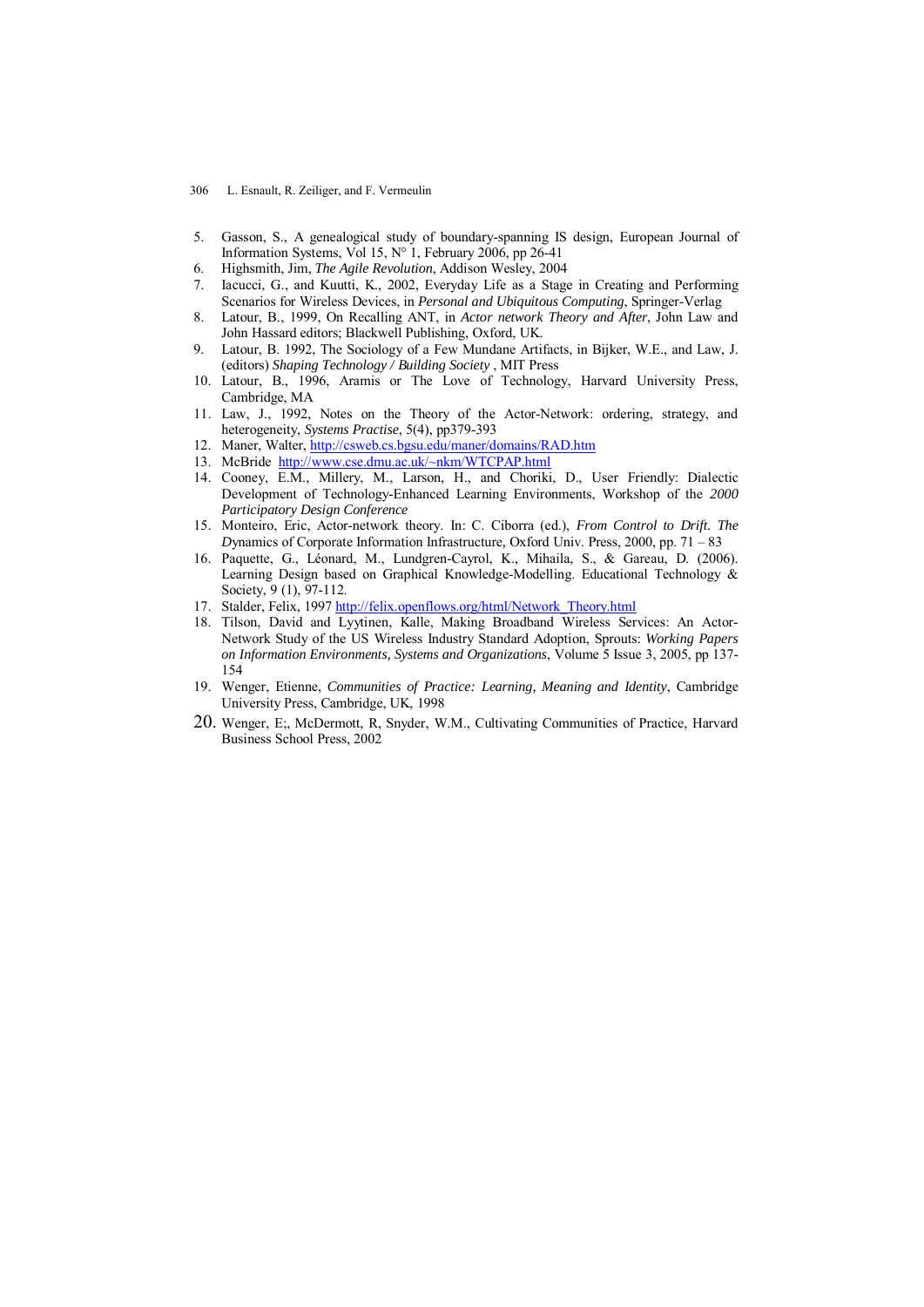5. Gasson, S., A genealogical study of boundary-spanning IS design, European Journal of Information Systems, Vol 15, N° 1, February 2006, pp 26-41
6. Highsmith, Jim, *The Agile Revolution*, Addison Wesley, 2004
7. Iacucci, G., and Kuutti, K., 2002, Everyday Life as a Stage in Creating and Performing Scenarios for Wireless Devices, in *Personal and Ubiquitous Computing*, Springer-Verlag
8. Latour, B., 1999, On Recalling ANT, in *Actor network Theory and After*, John Law and John Hassard editors; Blackwell Publishing, Oxford, UK.
9. Latour, B. 1992, The Sociology of a Few Mundane Artifacts, in Bijker, W.E., and Law, J. (editors) *Shaping Technology / Building Society* , MIT Press
10. Latour, B., 1996, Aramis or The Love of Technology, Harvard University Press, Cambridge, MA
11. Law, J., 1992, Notes on the Theory of the Actor-Network: ordering, strategy, and heterogeneity, *Systems Practise*, 5(4), pp379-393
12. Maner, Walter, http://csweb.cs.bgsu.edu/maner/domains/RAD.htm
13. McBride http://www.cse.dmu.ac.uk/~nkm/WTCPAP.html
14. Cooney, E.M., Millery, M., Larson, H., and Choriki, D., User Friendly: Dialectic Development of Technology-Enhanced Learning Environments, Workshop of the *2000 Participatory Design Conference*
15. Monteiro, Eric, Actor-network theory. In: C. Ciborra (ed.), *From Control to Drift. The Dynamics* of Corporate Information Infrastructure*,* Oxford Univ. Press, 2000, pp. 71 – 83
16. Paquette, G., Léonard, M., Lundgren-Cayrol, K., Mihaila, S., & Gareau, D. (2006). Learning Design based on Graphical Knowledge-Modelling. Educational Technology & Society, 9 (1), 97-112.
17. Stalder, Felix, 1997 http://felix.openflows.org/html/Network_Theory.html
18. Tilson, David and Lyytinen, Kalle, Making Broadband Wireless Services: An Actor-Network Study of the US Wireless Industry Standard Adoption, Sprouts: *Working Papers on Information Environments, Systems and Organizations*, Volume 5 Issue 3, 2005, pp 137-154
19. Wenger, Etienne, *Communities of Practice: Learning, Meaning and Identity*, Cambridge University Press, Cambridge, UK, 1998
20. Wenger, E;, McDermott, R, Snyder, W.M., Cultivating Communities of Practice, Harvard Business School Press, 2002